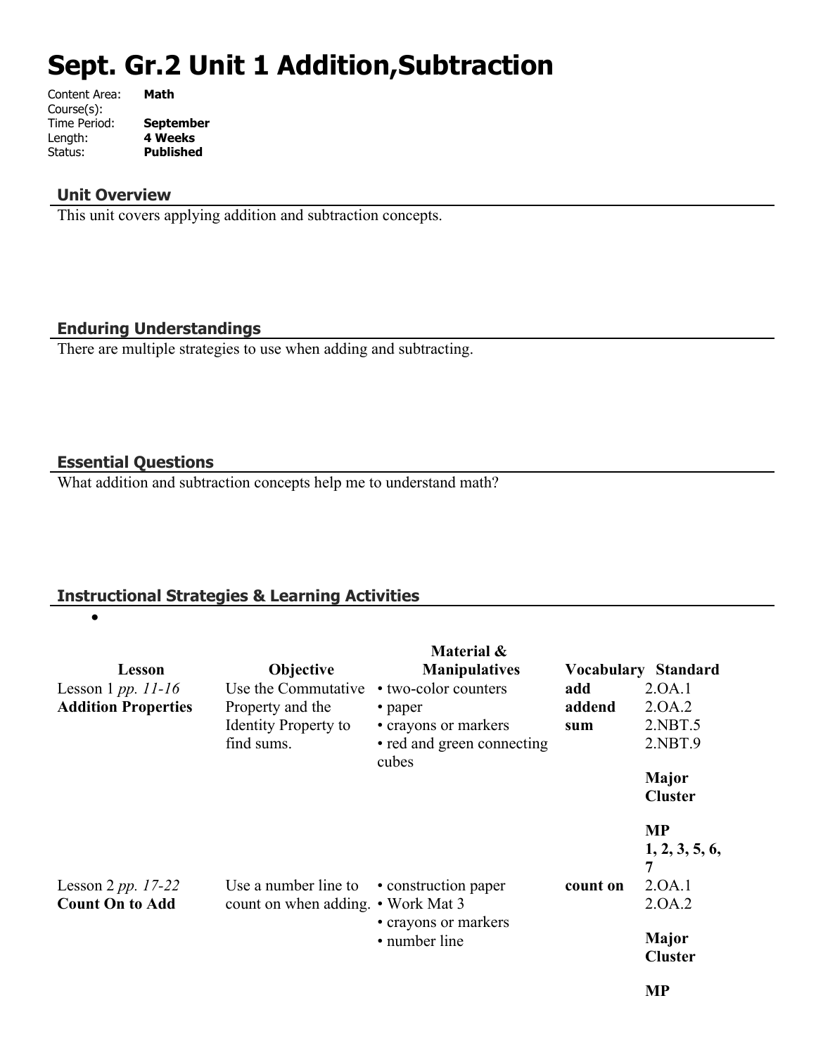# Sept. Gr.2 Unit 1 Addition,Subtraction

Content Area: **Math**
Course(s):
Time Period: **September**
Length: **4 Weeks**
Status: **Published**

## Unit Overview

This unit covers applying addition and subtraction concepts.

## Enduring Understandings

There are multiple strategies to use when adding and subtracting.

## Essential Questions

What addition and subtraction concepts help me to understand math?

## Instructional Strategies & Learning Activities

- 

| Lesson | Objective | Material & Manipulatives | Vocabulary | Standard |
|---|---|---|---|---|
| Lesson 1 *pp. 11-16* **Addition Properties** | Use the Commutative Property and the Identity Property to find sums. | • two-color counters<br>• paper<br>• crayons or markers<br>• red and green connecting cubes | **add**<br>**addend**<br>**sum** | 2.OA.1<br>2.OA.2<br>2.NBT.5<br>2.NBT.9<br><br>**Major Cluster**<br><br>**MP 1, 2, 3, 5, 6, 7** |
| Lesson 2 *pp. 17-22* **Count On to Add** | Use a number line to count on when adding. | • construction paper<br>• Work Mat 3<br>• crayons or markers<br>• number line | **count on** | 2.OA.1<br>2.OA.2<br><br>**Major Cluster**<br><br>**MP** |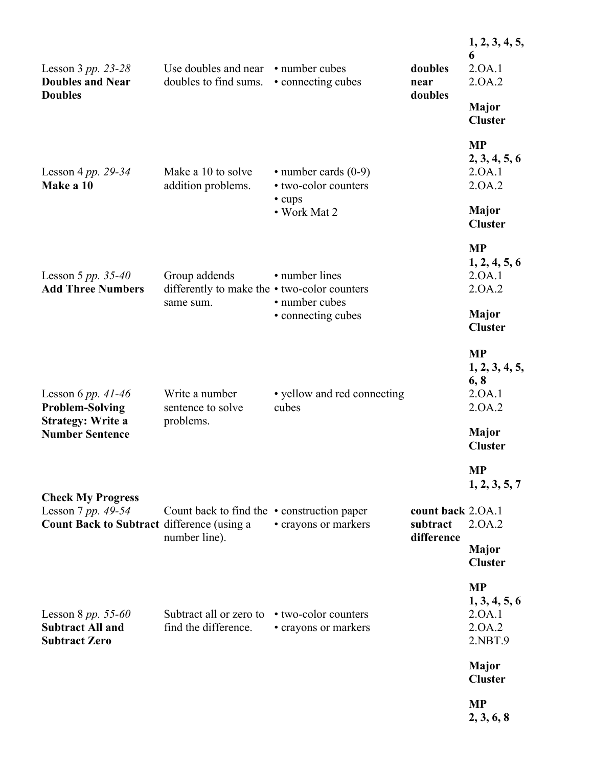| | | | | |
|---|---|---|---|---|
| | | | | **1, 2, 3, 4, 5, 6** |
| Lesson 3 *pp. 23-28*<br>**Doubles and Near Doubles** | Use doubles and near doubles to find sums. | • number cubes<br>• connecting cubes | **doubles**<br>**near doubles** | 2.OA.1<br>2.OA.2<br><br>**Major Cluster**<br><br>**MP**<br>**2, 3, 4, 5, 6** |
| Lesson 4 *pp. 29-34*<br>**Make a 10** | Make a 10 to solve addition problems. | • number cards (0-9)<br>• two-color counters<br>• cups<br>• Work Mat 2 | | 2.OA.1<br>2.OA.2<br><br>**Major Cluster**<br><br>**MP**<br>**1, 2, 4, 5, 6** |
| Lesson 5 *pp. 35-40*<br>**Add Three Numbers** | Group addends differently to make the same sum. | • number lines<br>• two-color counters<br>• number cubes<br>• connecting cubes | | 2.OA.1<br>2.OA.2<br><br>**Major Cluster**<br><br>**MP**<br>**1, 2, 3, 4, 5, 6, 8** |
| Lesson 6 *pp. 41-46*<br>**Problem-Solving Strategy: Write a Number Sentence** | Write a number sentence to solve problems. | • yellow and red connecting cubes | | 2.OA.1<br>2.OA.2<br><br>**Major Cluster**<br><br>**MP**<br>**1, 2, 3, 5, 7** |
| **Check My Progress** | | | | |
| Lesson 7 *pp. 49-54*<br>**Count Back to Subtract** | Count back to find the difference (using a number line). | • construction paper<br>• crayons or markers | **count back**<br>**subtract**<br>**difference** | 2.OA.1<br>2.OA.2<br><br>**Major Cluster**<br><br>**MP**<br>**1, 3, 4, 5, 6** |
| Lesson 8 *pp. 55-60*<br>**Subtract All and Subtract Zero** | Subtract all or zero to find the difference. | • two-color counters<br>• crayons or markers | | 2.OA.1<br>2.OA.2<br>2.NBT.9<br><br>**Major Cluster**<br><br>**MP**<br>**2, 3, 6, 8** |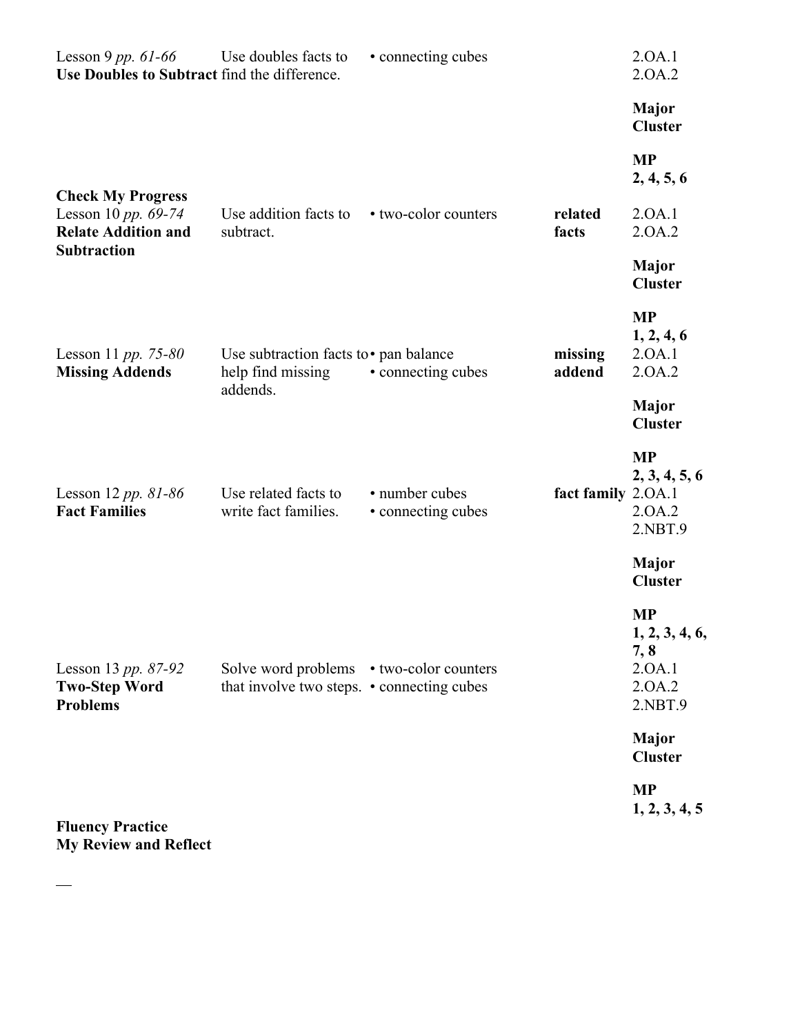| | | | | |
|---|---|---|---|---|
| Lesson 9 *pp. 61-66* **Use Doubles to Subtract** | Use doubles facts to find the difference. | • connecting cubes | | 2.OA.1<br>2.OA.2<br>**Major Cluster**<br>**MP 2, 4, 5, 6** |
| **Check My Progress** | | | | |
| Lesson 10 *pp. 69-74* **Relate Addition and Subtraction** | Use addition facts to subtract. | • two-color counters | **related facts** | 2.OA.1<br>2.OA.2<br>**Major Cluster**<br>**MP 1, 2, 4, 6** |
| Lesson 11 *pp. 75-80* **Missing Addends** | Use subtraction facts to help find missing addends. | • pan balance<br>• connecting cubes | **missing addend** | 2.OA.1<br>2.OA.2<br>**Major Cluster**<br>**MP 2, 3, 4, 5, 6** |
| Lesson 12 *pp. 81-86* **Fact Families** | Use related facts to write fact families. | • number cubes<br>• connecting cubes | **fact family** | 2.OA.1<br>2.OA.2<br>2.NBT.9<br>**Major Cluster**<br>**MP 1, 2, 3, 4, 6, 7, 8** |
| Lesson 13 *pp. 87-92* **Two-Step Word Problems** | Solve word problems that involve two steps. | • two-color counters<br>• connecting cubes | | 2.OA.1<br>2.OA.2<br>2.NBT.9<br>**Major Cluster**<br>**MP 1, 2, 3, 4, 5** |
| **Fluency Practice** | | | | |
| **My Review and Reflect** | | | | |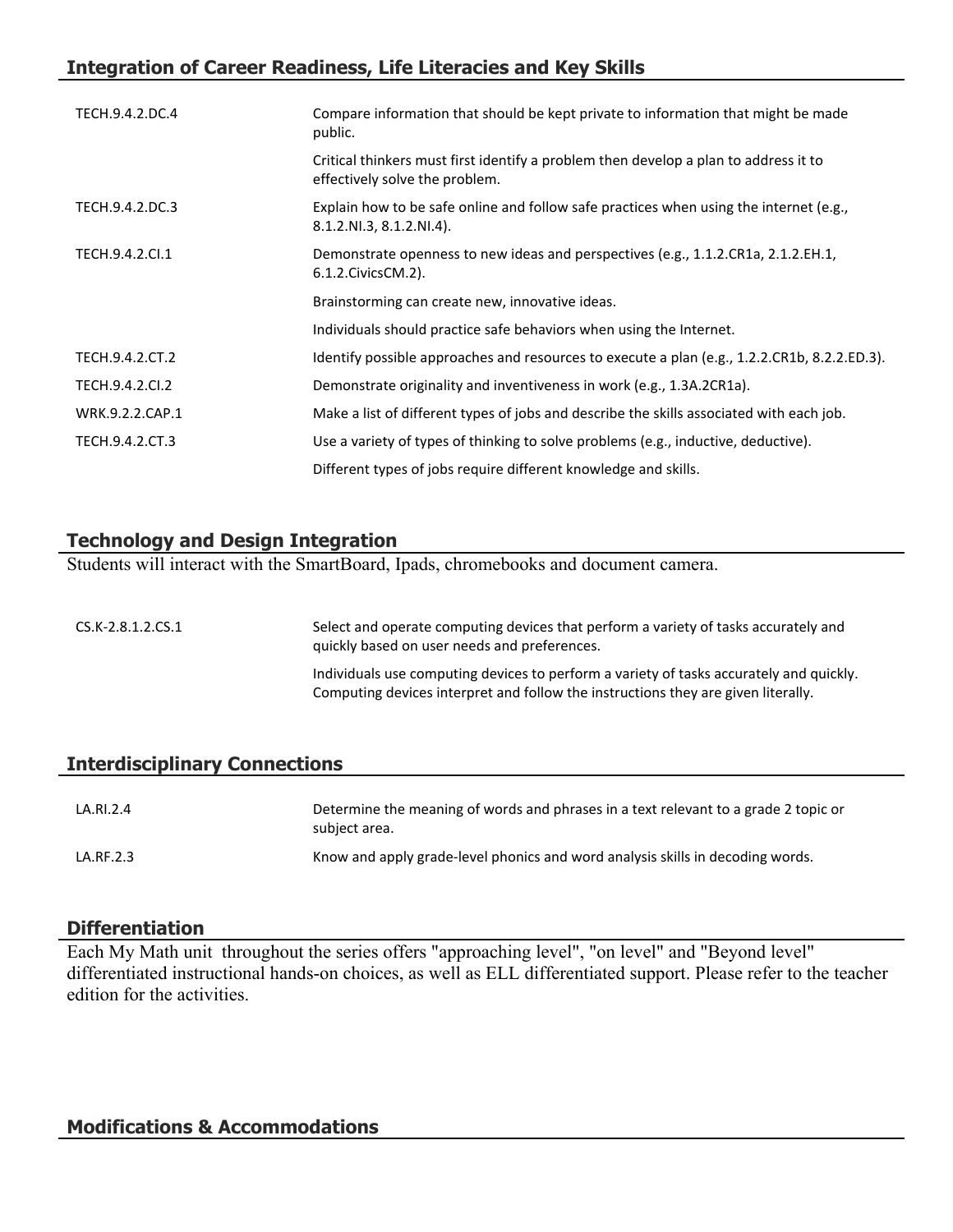## Integration of Career Readiness, Life Literacies and Key Skills

| | |
|---|---|
| TECH.9.4.2.DC.4 | Compare information that should be kept private to information that might be made public. |
| | Critical thinkers must first identify a problem then develop a plan to address it to effectively solve the problem. |
| TECH.9.4.2.DC.3 | Explain how to be safe online and follow safe practices when using the internet (e.g., 8.1.2.NI.3, 8.1.2.NI.4). |
| TECH.9.4.2.CI.1 | Demonstrate openness to new ideas and perspectives (e.g., 1.1.2.CR1a, 2.1.2.EH.1, 6.1.2.CivicsCM.2). |
| | Brainstorming can create new, innovative ideas. |
| | Individuals should practice safe behaviors when using the Internet. |
| TECH.9.4.2.CT.2 | Identify possible approaches and resources to execute a plan (e.g., 1.2.2.CR1b, 8.2.2.ED.3). |
| TECH.9.4.2.CI.2 | Demonstrate originality and inventiveness in work (e.g., 1.3A.2CR1a). |
| WRK.9.2.2.CAP.1 | Make a list of different types of jobs and describe the skills associated with each job. |
| TECH.9.4.2.CT.3 | Use a variety of types of thinking to solve problems (e.g., inductive, deductive). |
| | Different types of jobs require different knowledge and skills. |

## Technology and Design Integration

Students will interact with the SmartBoard, Ipads, chromebooks and document camera.

| | |
|---|---|
| CS.K-2.8.1.2.CS.1 | Select and operate computing devices that perform a variety of tasks accurately and quickly based on user needs and preferences. |
| | Individuals use computing devices to perform a variety of tasks accurately and quickly. Computing devices interpret and follow the instructions they are given literally. |

## Interdisciplinary Connections

| | |
|---|---|
| LA.RI.2.4 | Determine the meaning of words and phrases in a text relevant to a grade 2 topic or subject area. |
| LA.RF.2.3 | Know and apply grade-level phonics and word analysis skills in decoding words. |

## Differentiation

Each My Math unit throughout the series offers "approaching level", "on level" and "Beyond level" differentiated instructional hands-on choices, as well as ELL differentiated support. Please refer to the teacher edition for the activities.

## Modifications & Accommodations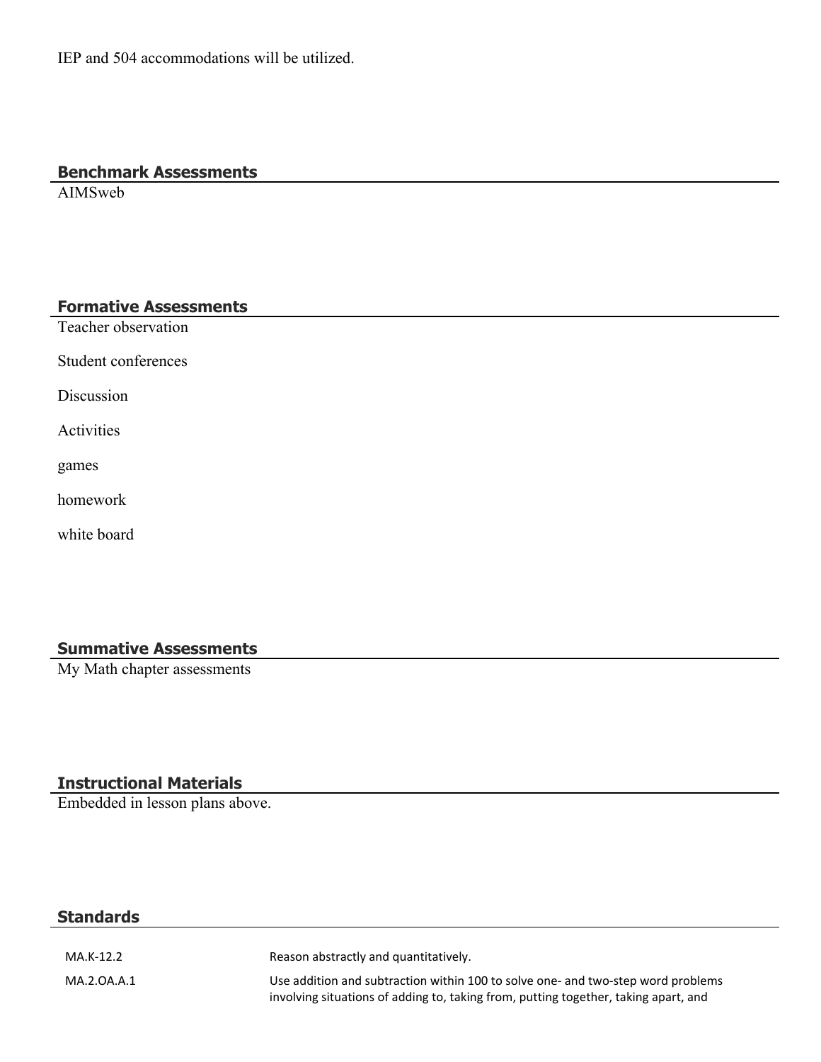IEP and 504 accommodations will be utilized.

## Benchmark Assessments

AIMSweb

## Formative Assessments

Teacher observation

Student conferences

Discussion

Activities

games

homework

white board

## Summative Assessments

My Math chapter assessments

## Instructional Materials

Embedded in lesson plans above.

## Standards

| | |
|---|---|
| MA.K-12.2 | Reason abstractly and quantitatively. |
| MA.2.OA.A.1 | Use addition and subtraction within 100 to solve one- and two-step word problems involving situations of adding to, taking from, putting together, taking apart, and |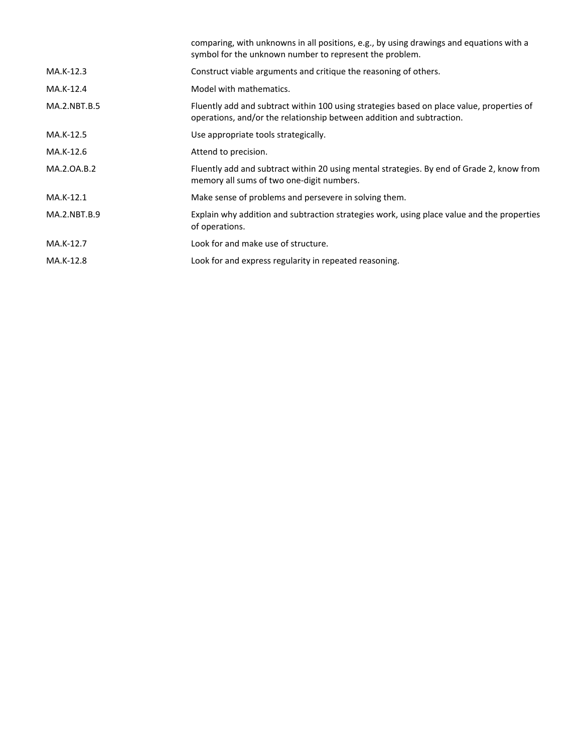| | |
|---|---|
| | comparing, with unknowns in all positions, e.g., by using drawings and equations with a symbol for the unknown number to represent the problem. |
| MA.K-12.3 | Construct viable arguments and critique the reasoning of others. |
| MA.K-12.4 | Model with mathematics. |
| MA.2.NBT.B.5 | Fluently add and subtract within 100 using strategies based on place value, properties of operations, and/or the relationship between addition and subtraction. |
| MA.K-12.5 | Use appropriate tools strategically. |
| MA.K-12.6 | Attend to precision. |
| MA.2.OA.B.2 | Fluently add and subtract within 20 using mental strategies. By end of Grade 2, know from memory all sums of two one-digit numbers. |
| MA.K-12.1 | Make sense of problems and persevere in solving them. |
| MA.2.NBT.B.9 | Explain why addition and subtraction strategies work, using place value and the properties of operations. |
| MA.K-12.7 | Look for and make use of structure. |
| MA.K-12.8 | Look for and express regularity in repeated reasoning. |